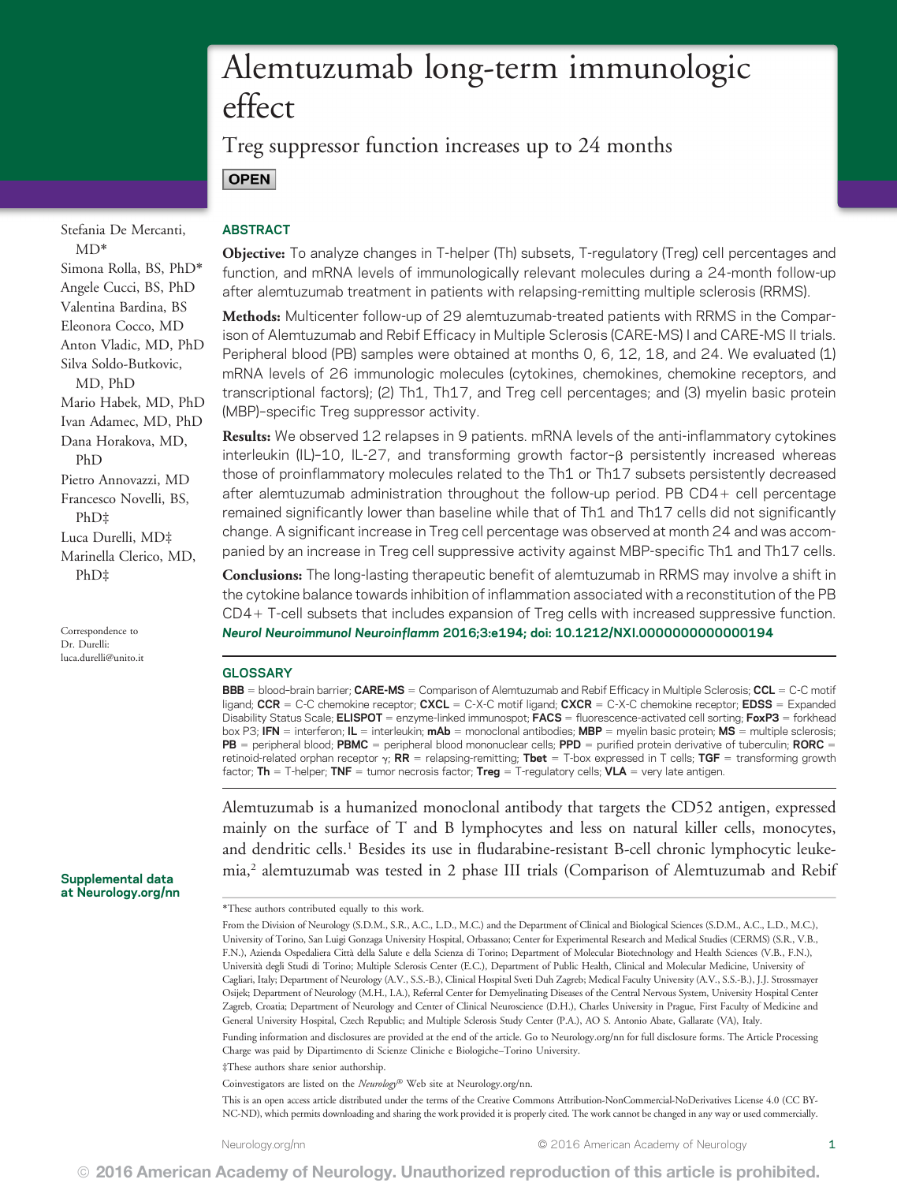# Alemtuzumab long-term immunologic effect

## Treg suppressor function increases up to 24 months

**OPEN**

Stefania De Mercanti, MD*
Simona Rolla, BS, PhD*
Angele Cucci, BS, PhD
Valentina Bardina, BS
Eleonora Cocco, MD
Anton Vladic, MD, PhD
Silva Soldo-Butkovic, MD, PhD
Mario Habek, MD, PhD
Ivan Adamec, MD, PhD
Dana Horakova, MD, PhD
Pietro Annovazzi, MD
Francesco Novelli, BS, PhD‡
Luca Durelli, MD‡
Marinella Clerico, MD, PhD‡

Correspondence to Dr. Durelli: luca.durelli@unito.it

Supplemental data at Neurology.org/nn

### ABSTRACT

**Objective:** To analyze changes in T-helper (Th) subsets, T-regulatory (Treg) cell percentages and function, and mRNA levels of immunologically relevant molecules during a 24-month follow-up after alemtuzumab treatment in patients with relapsing-remitting multiple sclerosis (RRMS).

**Methods:** Multicenter follow-up of 29 alemtuzumab-treated patients with RRMS in the Comparison of Alemtuzumab and Rebif Efficacy in Multiple Sclerosis (CARE-MS) I and CARE-MS II trials. Peripheral blood (PB) samples were obtained at months 0, 6, 12, 18, and 24. We evaluated (1) mRNA levels of 26 immunologic molecules (cytokines, chemokines, chemokine receptors, and transcriptional factors); (2) Th1, Th17, and Treg cell percentages; and (3) myelin basic protein (MBP)–specific Treg suppressor activity.

**Results:** We observed 12 relapses in 9 patients. mRNA levels of the anti-inflammatory cytokines interleukin (IL)–10, IL-27, and transforming growth factor–β persistently increased whereas those of proinflammatory molecules related to the Th1 or Th17 subsets persistently decreased after alemtuzumab administration throughout the follow-up period. PB CD4+ cell percentage remained significantly lower than baseline while that of Th1 and Th17 cells did not significantly change. A significant increase in Treg cell percentage was observed at month 24 and was accompanied by an increase in Treg cell suppressive activity against MBP-specific Th1 and Th17 cells.

**Conclusions:** The long-lasting therapeutic benefit of alemtuzumab in RRMS may involve a shift in the cytokine balance towards inhibition of inflammation associated with a reconstitution of the PB CD4+ T-cell subsets that includes expansion of Treg cells with increased suppressive function.
*Neurol Neuroimmunol Neuroinflamm* 2016;3:e194; doi: 10.1212/NXI.0000000000000194

### GLOSSARY

**BBB** = blood–brain barrier; **CARE-MS** = Comparison of Alemtuzumab and Rebif Efficacy in Multiple Sclerosis; **CCL** = C-C motif ligand; **CCR** = C-C chemokine receptor; **CXCL** = C-X-C motif ligand; **CXCR** = C-X-C chemokine receptor; **EDSS** = Expanded Disability Status Scale; **ELISPOT** = enzyme-linked immunospot; **FACS** = fluorescence-activated cell sorting; **FoxP3** = forkhead box P3; **IFN** = interferon; **IL** = interleukin; **mAb** = monoclonal antibodies; **MBP** = myelin basic protein; **MS** = multiple sclerosis; **PB** = peripheral blood; **PBMC** = peripheral blood mononuclear cells; **PPD** = purified protein derivative of tuberculin; **RORC** = retinoid-related orphan receptor γ; **RR** = relapsing-remitting; **Tbet** = T-box expressed in T cells; **TGF** = transforming growth factor; **Th** = T-helper; **TNF** = tumor necrosis factor; **Treg** = T-regulatory cells; **VLA** = very late antigen.

Alemtuzumab is a humanized monoclonal antibody that targets the CD52 antigen, expressed mainly on the surface of T and B lymphocytes and less on natural killer cells, monocytes, and dendritic cells.[1] Besides its use in fludarabine-resistant B-cell chronic lymphocytic leukemia,[2] alemtuzumab was tested in 2 phase III trials (Comparison of Alemtuzumab and Rebif

*These authors contributed equally to this work.

From the Division of Neurology (S.D.M., S.R., A.C., L.D., M.C.) and the Department of Clinical and Biological Sciences (S.D.M., A.C., L.D., M.C.), University of Torino, San Luigi Gonzaga University Hospital, Orbassano; Center for Experimental Research and Medical Studies (CERMS) (S.R., V.B., F.N.), Azienda Ospedaliera Città della Salute e della Scienza di Torino; Department of Molecular Biotechnology and Health Sciences (V.B., F.N.), Università degli Studi di Torino; Multiple Sclerosis Center (E.C.), Department of Public Health, Clinical and Molecular Medicine, University of Cagliari, Italy; Department of Neurology (A.V., S.S.-B.), Clinical Hospital Sveti Duh Zagreb; Medical Faculty University (A.V., S.S.-B.), J.J. Strossmayer Osijek; Department of Neurology (M.H., I.A.), Referral Center for Demyelinating Diseases of the Central Nervous System, University Hospital Center Zagreb, Croatia; Department of Neurology and Center of Clinical Neuroscience (D.H.), Charles University in Prague, First Faculty of Medicine and General University Hospital, Czech Republic; and Multiple Sclerosis Study Center (P.A.), AO S. Antonio Abate, Gallarate (VA), Italy.

Funding information and disclosures are provided at the end of the article. Go to Neurology.org/nn for full disclosure forms. The Article Processing Charge was paid by Dipartimento di Scienze Cliniche e Biologiche–Torino University.

‡These authors share senior authorship.

Coinvestigators are listed on the *Neurology®* Web site at Neurology.org/nn.

This is an open access article distributed under the terms of the Creative Commons Attribution-NonCommercial-NoDerivatives License 4.0 (CC BY-NC-ND), which permits downloading and sharing the work provided it is properly cited. The work cannot be changed in any way or used commercially.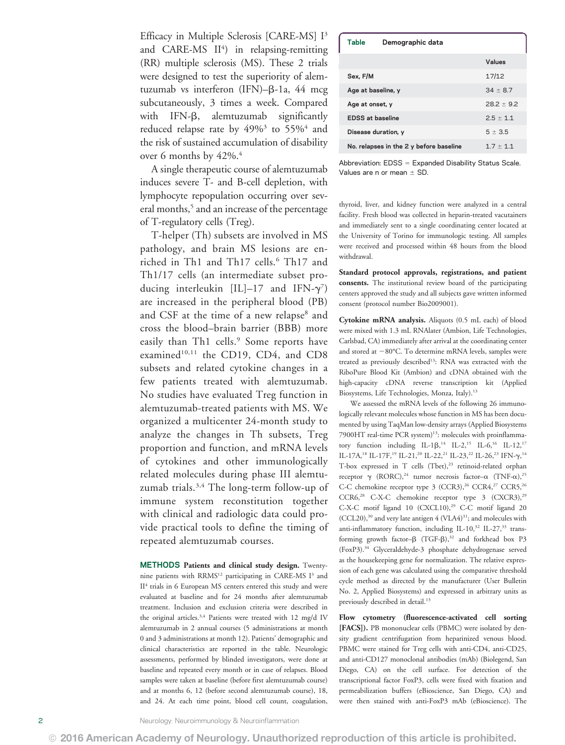Efficacy in Multiple Sclerosis [CARE-MS] I[3] and CARE-MS II[4]) in relapsing-remitting (RR) multiple sclerosis (MS). These 2 trials were designed to test the superiority of alemtuzumab vs interferon (IFN)–β-1a, 44 mcg subcutaneously, 3 times a week. Compared with IFN-β, alemtuzumab significantly reduced relapse rate by 49%[3] to 55%[4] and the risk of sustained accumulation of disability over 6 months by 42%.[4]

A single therapeutic course of alemtuzumab induces severe T- and B-cell depletion, with lymphocyte repopulation occurring over several months,[5] and an increase of the percentage of T-regulatory cells (Treg).

T-helper (Th) subsets are involved in MS pathology, and brain MS lesions are enriched in Th1 and Th17 cells.[6] Th17 and Th1/17 cells (an intermediate subset producing interleukin [IL]–17 and IFN-γ[7]) are increased in the peripheral blood (PB) and CSF at the time of a new relapse[8] and cross the blood–brain barrier (BBB) more easily than Th1 cells.[9] Some reports have examined[10,11] the CD19, CD4, and CD8 subsets and related cytokine changes in a few patients treated with alemtuzumab. No studies have evaluated Treg function in alemtuzumab-treated patients with MS. We organized a multicenter 24-month study to analyze the changes in Th subsets, Treg proportion and function, and mRNA levels of cytokines and other immunologically related molecules during phase III alemtuzumab trials.[3,4] The long-term follow-up of immune system reconstitution together with clinical and radiologic data could provide practical tools to define the timing of repeated alemtuzumab courses.

## METHODS

**Patients and clinical study design.** Twenty-nine patients with RRMS[12] participating in CARE-MS I[3] and II[4] trials in 6 European MS centers entered this study and were evaluated at baseline and for 24 months after alemtuzumab treatment. Inclusion and exclusion criteria were described in the original articles.[3,4] Patients were treated with 12 mg/d IV alemtuzumab in 2 annual courses (5 administrations at month 0 and 3 administrations at month 12). Patients' demographic and clinical characteristics are reported in the table. Neurologic assessments, performed by blinded investigators, were done at baseline and repeated every month or in case of relapses. Blood samples were taken at baseline (before first alemtuzumab course) and at months 6, 12 (before second alemtuzumab course), 18, and 24. At each time point, blood cell count, coagulation, thyroid, liver, and kidney function were analyzed in a central facility. Fresh blood was collected in heparin-treated vacutainers and immediately sent to a single coordinating center located at the University of Torino for immunologic testing. All samples were received and processed within 48 hours from the blood withdrawal.

**Table** Demographic data

| | Values |
|---|---|
| Sex, F/M | 17/12 |
| Age at baseline, y | 34 ± 8.7 |
| Age at onset, y | 28.2 ± 9.2 |
| EDSS at baseline | 2.5 ± 1.1 |
| Disease duration, y | 5 ± 3.5 |
| No. relapses in the 2 y before baseline | 1.7 ± 1.1 |

Abbreviation: EDSS = Expanded Disability Status Scale. Values are n or mean ± SD.

**Standard protocol approvals, registrations, and patient consents.** The institutional review board of the participating centers approved the study and all subjects gave written informed consent (protocol number Bio2009001).

**Cytokine mRNA analysis.** Aliquots (0.5 mL each) of blood were mixed with 1.3 mL RNAlater (Ambion, Life Technologies, Carlsbad, CA) immediately after arrival at the coordinating center and stored at −80°C. To determine mRNA levels, samples were treated as previously described[13]: RNA was extracted with the RiboPure Blood Kit (Ambion) and cDNA obtained with the high-capacity cDNA reverse transcription kit (Applied Biosystems, Life Technologies, Monza, Italy).[13]

We assessed the mRNA levels of the following 26 immunologically relevant molecules whose function in MS has been documented by using TaqMan low-density arrays (Applied Biosystems 7900HT real-time PCR system)[13]: molecules with proinflammatory function including IL-1β,[14] IL-2,[15] IL-6,[16] IL-12,[17] IL-17A,[18] IL-17F,[19] IL-21,[20] IL-22,[21] IL-23,[22] IL-26,[23] IFN-γ,[14] T-box expressed in T cells (Tbet),[23] retinoid-related orphan receptor γ (RORC),[24] tumor necrosis factor–α (TNF-α),[25] C-C chemokine receptor type 3 (CCR3),[26] CCR4,[27] CCR5,[26] CCR6,[28] C-X-C chemokine receptor type 3 (CXCR3),[29] C-X-C motif ligand 10 (CXCL10),[29] C-C motif ligand 20 (CCL20),[30] and very late antigen 4 (VLA4)[31]; and molecules with anti-inflammatory function, including IL-10,[32] IL-27,[33] transforming growth factor–β (TGF-β),[32] and forkhead box P3 (FoxP3).[34] Glyceraldehyde-3 phosphate dehydrogenase served as the housekeeping gene for normalization. The relative expression of each gene was calculated using the comparative threshold cycle method as directed by the manufacturer (User Bulletin No. 2, Applied Biosystems) and expressed in arbitrary units as previously described in detail.[13]

**Flow cytometry (fluorescence-activated cell sorting [FACS]).** PB mononuclear cells (PBMC) were isolated by density gradient centrifugation from heparinized venous blood. PBMC were stained for Treg cells with anti-CD4, anti-CD25, and anti-CD127 monoclonal antibodies (mAb) (Biolegend, San Diego, CA) on the cell surface. For detection of the transcriptional factor FoxP3, cells were fixed with fixation and permeabilization buffers (eBioscience, San Diego, CA) and were then stained with anti-FoxP3 mAb (eBioscience). The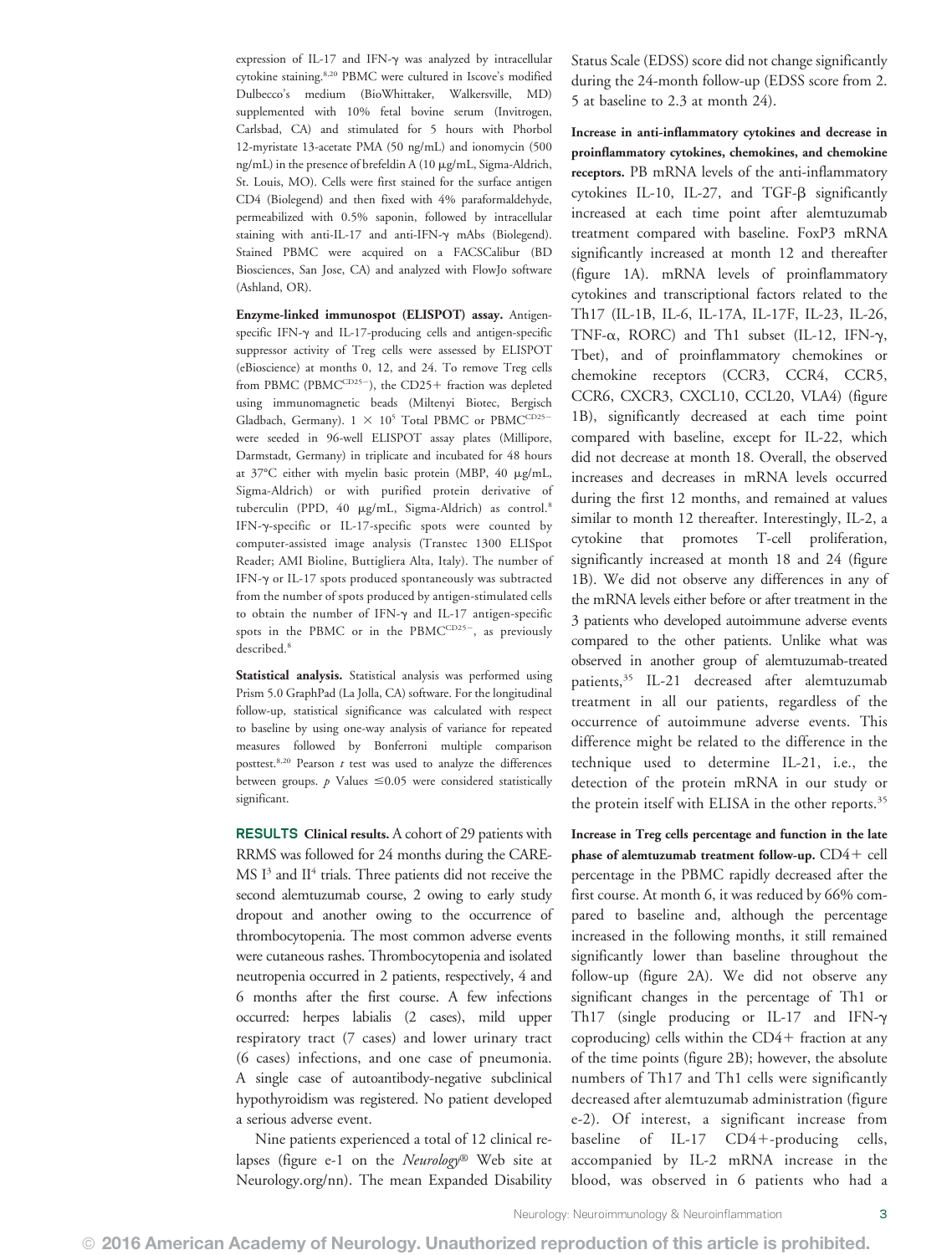expression of IL-17 and IFN-γ was analyzed by intracellular cytokine staining.[8,20] PBMC were cultured in Iscove's modified Dulbecco's medium (BioWhittaker, Walkersville, MD) supplemented with 10% fetal bovine serum (Invitrogen, Carlsbad, CA) and stimulated for 5 hours with Phorbol 12-myristate 13-acetate PMA (50 ng/mL) and ionomycin (500 ng/mL) in the presence of brefeldin A (10 μg/mL, Sigma-Aldrich, St. Louis, MO). Cells were first stained for the surface antigen CD4 (Biolegend) and then fixed with 4% paraformaldehyde, permeabilized with 0.5% saponin, followed by intracellular staining with anti-IL-17 and anti-IFN-γ mAbs (Biolegend). Stained PBMC were acquired on a FACSCalibur (BD Biosciences, San Jose, CA) and analyzed with FlowJo software (Ashland, OR).

**Enzyme-linked immunospot (ELISPOT) assay.** Antigen-specific IFN-γ and IL-17-producing cells and antigen-specific suppressor activity of Treg cells were assessed by ELISPOT (eBioscience) at months 0, 12, and 24. To remove Treg cells from PBMC ($PBMC^{CD25-}$), the CD25+ fraction was depleted using immunomagnetic beads (Miltenyi Biotec, Bergisch Gladbach, Germany). $1 \times 10^5$ Total PBMC or $PBMC^{CD25-}$ were seeded in 96-well ELISPOT assay plates (Millipore, Darmstadt, Germany) in triplicate and incubated for 48 hours at 37°C either with myelin basic protein (MBP, 40 μg/mL, Sigma-Aldrich) or with purified protein derivative of tuberculin (PPD, 40 μg/mL, Sigma-Aldrich) as control.[8] IFN-γ-specific or IL-17-specific spots were counted by computer-assisted image analysis (Transtec 1300 ELISpot Reader; AMI Bioline, Buttigliera Alta, Italy). The number of IFN-γ or IL-17 spots produced spontaneously was subtracted from the number of spots produced by antigen-stimulated cells to obtain the number of IFN-γ and IL-17 antigen-specific spots in the PBMC or in the $PBMC^{CD25-}$, as previously described.[8]

**Statistical analysis.** Statistical analysis was performed using Prism 5.0 GraphPad (La Jolla, CA) software. For the longitudinal follow-up, statistical significance was calculated with respect to baseline by using one-way analysis of variance for repeated measures followed by Bonferroni multiple comparison posttest.[8,20] Pearson $t$ test was used to analyze the differences between groups. $p$ Values $\leq 0.05$ were considered statistically significant.

**RESULTS Clinical results.** A cohort of 29 patients with RRMS was followed for 24 months during the CARE-MS I[3] and II[4] trials. Three patients did not receive the second alemtuzumab course, 2 owing to early study dropout and another owing to the occurrence of thrombocytopenia. The most common adverse events were cutaneous rashes. Thrombocytopenia and isolated neutropenia occurred in 2 patients, respectively, 4 and 6 months after the first course. A few infections occurred: herpes labialis (2 cases), mild upper respiratory tract (7 cases) and lower urinary tract (6 cases) infections, and one case of pneumonia. A single case of autoantibody-negative subclinical hypothyroidism was registered. No patient developed a serious adverse event.

Nine patients experienced a total of 12 clinical relapses (figure e-1 on the *Neurology*® Web site at Neurology.org/nn). The mean Expanded Disability Status Scale (EDSS) score did not change significantly during the 24-month follow-up (EDSS score from 2. 5 at baseline to 2.3 at month 24).

**Increase in anti-inflammatory cytokines and decrease in proinflammatory cytokines, chemokines, and chemokine receptors.** PB mRNA levels of the anti-inflammatory cytokines IL-10, IL-27, and TGF-β significantly increased at each time point after alemtuzumab treatment compared with baseline. FoxP3 mRNA significantly increased at month 12 and thereafter (figure 1A). mRNA levels of proinflammatory cytokines and transcriptional factors related to the Th17 (IL-1B, IL-6, IL-17A, IL-17F, IL-23, IL-26, TNF-α, RORC) and Th1 subset (IL-12, IFN-γ, Tbet), and of proinflammatory chemokines or chemokine receptors (CCR3, CCR4, CCR5, CCR6, CXCR3, CXCL10, CCL20, VLA4) (figure 1B), significantly decreased at each time point compared with baseline, except for IL-22, which did not decrease at month 18. Overall, the observed increases and decreases in mRNA levels occurred during the first 12 months, and remained at values similar to month 12 thereafter. Interestingly, IL-2, a cytokine that promotes T-cell proliferation, significantly increased at month 18 and 24 (figure 1B). We did not observe any differences in any of the mRNA levels either before or after treatment in the 3 patients who developed autoimmune adverse events compared to the other patients. Unlike what was observed in another group of alemtuzumab-treated patients,[35] IL-21 decreased after alemtuzumab treatment in all our patients, regardless of the occurrence of autoimmune adverse events. This difference might be related to the difference in the technique used to determine IL-21, i.e., the detection of the protein mRNA in our study or the protein itself with ELISA in the other reports.[35]

**Increase in Treg cells percentage and function in the late phase of alemtuzumab treatment follow-up.** CD4+ cell percentage in the PBMC rapidly decreased after the first course. At month 6, it was reduced by 66% compared to baseline and, although the percentage increased in the following months, it still remained significantly lower than baseline throughout the follow-up (figure 2A). We did not observe any significant changes in the percentage of Th1 or Th17 (single producing or IL-17 and IFN-γ coproducing) cells within the CD4+ fraction at any of the time points (figure 2B); however, the absolute numbers of Th17 and Th1 cells were significantly decreased after alemtuzumab administration (figure e-2). Of interest, a significant increase from baseline of IL-17 CD4+-producing cells, accompanied by IL-2 mRNA increase in the blood, was observed in 6 patients who had a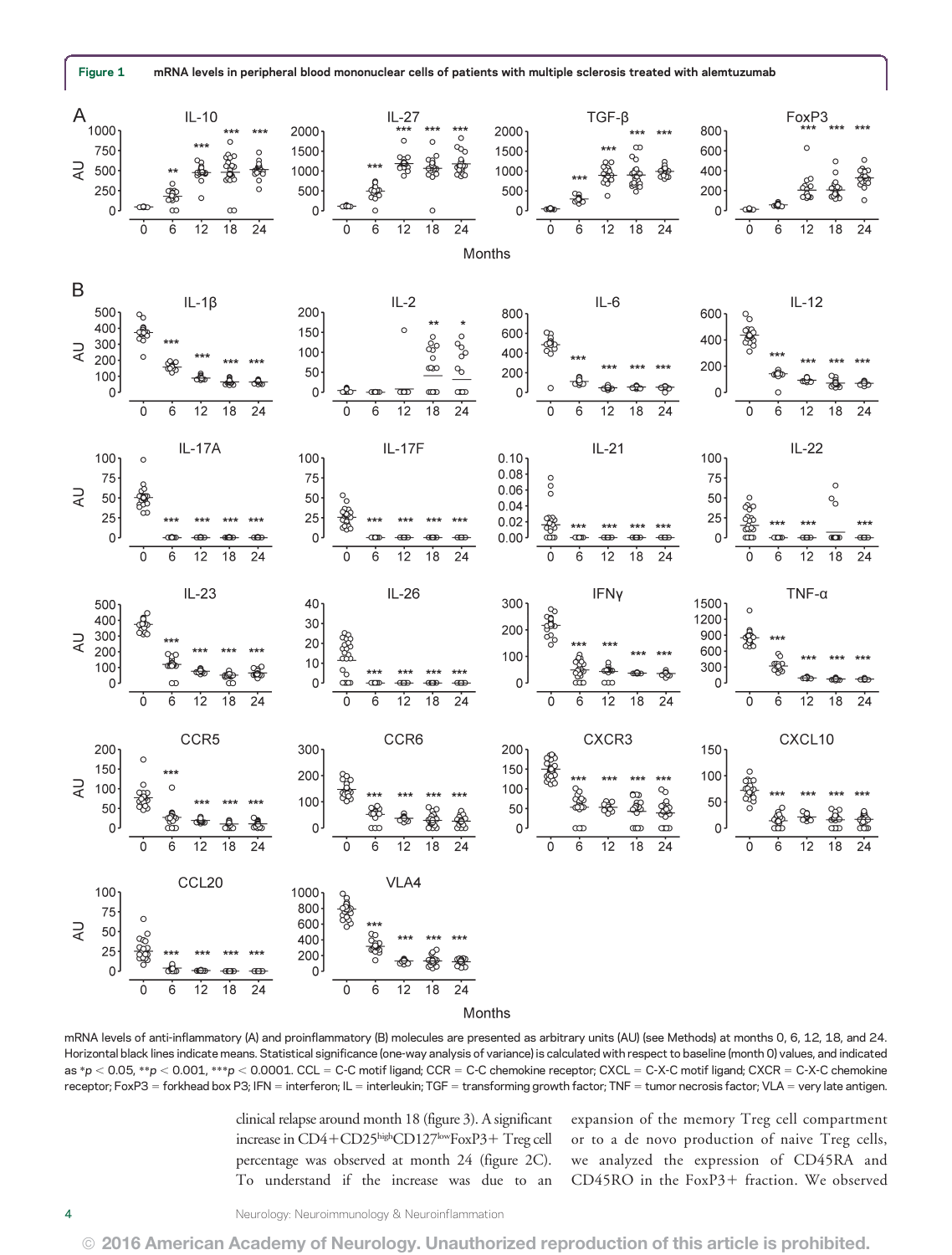**Figure 1** mRNA levels in peripheral blood mononuclear cells of patients with multiple sclerosis treated with alemtuzumab

mRNA levels of anti-inflammatory (A) and proinflammatory (B) molecules are presented as arbitrary units (AU) (see Methods) at months 0, 6, 12, 18, and 24. Horizontal black lines indicate means. Statistical significance (one-way analysis of variance) is calculated with respect to baseline (month 0) values, and indicated as * $p < 0.05$, ** $p < 0.001$, *** $p < 0.0001$. CCL = C-C motif ligand; CCR = C-C chemokine receptor; CXCL = C-X-C motif ligand; CXCR = C-X-C chemokine receptor; FoxP3 = forkhead box P3; IFN = interferon; IL = interleukin; TGF = transforming growth factor; TNF = tumor necrosis factor; VLA = very late antigen.

clinical relapse around month 18 (figure 3). A significant increase in CD4+CD25$^{high}$CD127$^{low}$FoxP3+ Treg cell percentage was observed at month 24 (figure 2C). To understand if the increase was due to an expansion of the memory Treg cell compartment or to a de novo production of naive Treg cells, we analyzed the expression of CD45RA and CD45RO in the FoxP3+ fraction. We observed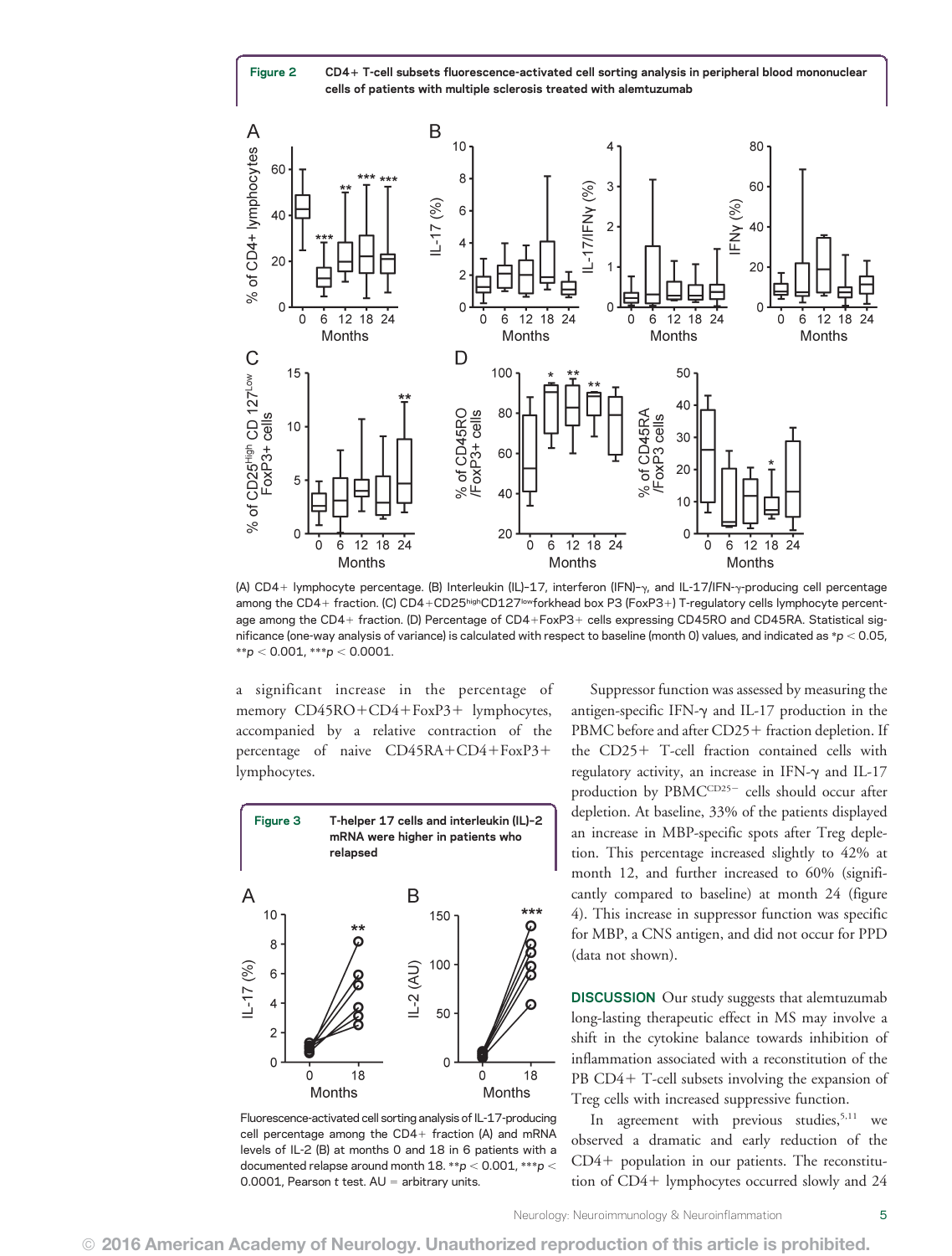**Figure 2** CD4+ T-cell subsets fluorescence-activated cell sorting analysis in peripheral blood mononuclear cells of patients with multiple sclerosis treated with alemtuzumab

(A) CD4+ lymphocyte percentage. (B) Interleukin (IL)-17, interferon (IFN)-γ, and IL-17/IFN-γ-producing cell percentage among the CD4+ fraction. (C) CD4+CD25^high^CD127^low^forkhead box P3 (FoxP3+) T-regulatory cells lymphocyte percentage among the CD4+ fraction. (D) Percentage of CD4+FoxP3+ cells expressing CD45RO and CD45RA. Statistical significance (one-way analysis of variance) is calculated with respect to baseline (month 0) values, and indicated as * $p < 0.05$, ** $p < 0.001$, *** $p < 0.0001$.

a significant increase in the percentage of memory CD45RO+CD4+FoxP3+ lymphocytes, accompanied by a relative contraction of the percentage of naive CD45RA+CD4+FoxP3+ lymphocytes.

**Figure 3** T-helper 17 cells and interleukin (IL)-2 mRNA were higher in patients who relapsed

Fluorescence-activated cell sorting analysis of IL-17-producing cell percentage among the CD4+ fraction (A) and mRNA levels of IL-2 (B) at months 0 and 18 in 6 patients with a documented relapse around month 18. ** $p < 0.001$, *** $p < 0.0001$, Pearson t test. AU = arbitrary units.

Suppressor function was assessed by measuring the antigen-specific IFN-γ and IL-17 production in the PBMC before and after CD25+ fraction depletion. If the CD25+ T-cell fraction contained cells with regulatory activity, an increase in IFN-γ and IL-17 production by PBMC^CD25−^ cells should occur after depletion. At baseline, 33% of the patients displayed an increase in MBP-specific spots after Treg depletion. This percentage increased slightly to 42% at month 12, and further increased to 60% (significantly compared to baseline) at month 24 (figure 4). This increase in suppressor function was specific for MBP, a CNS antigen, and did not occur for PPD (data not shown).

## DISCUSSION

Our study suggests that alemtuzumab long-lasting therapeutic effect in MS may involve a shift in the cytokine balance towards inhibition of inflammation associated with a reconstitution of the PB CD4+ T-cell subsets involving the expansion of Treg cells with increased suppressive function.

In agreement with previous studies,[5,11] we observed a dramatic and early reduction of the CD4+ population in our patients. The reconstitution of CD4+ lymphocytes occurred slowly and 24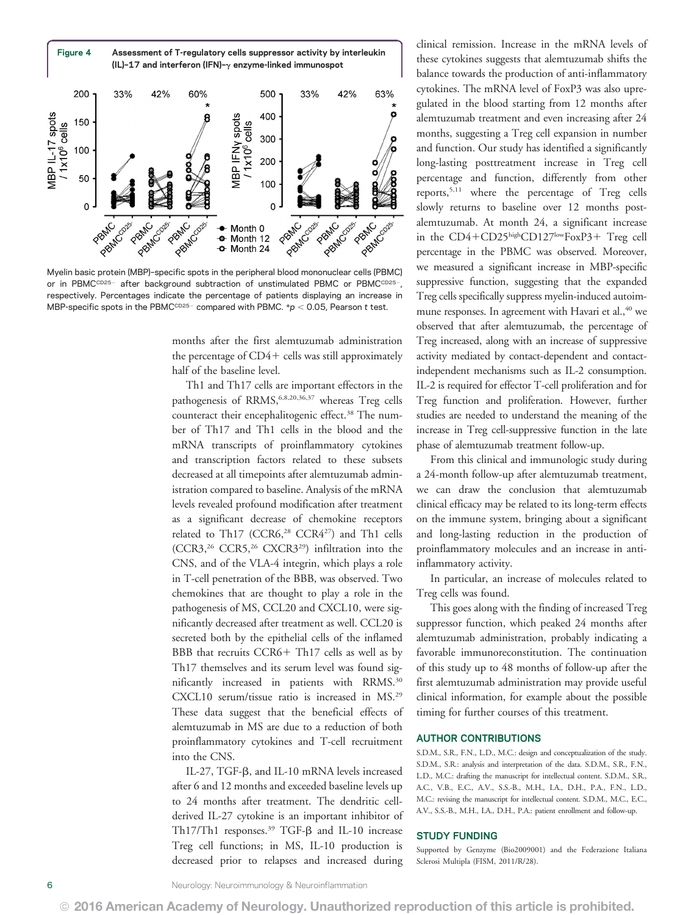**Figure 4** Assessment of T-regulatory cells suppressor activity by interleukin (IL)-17 and interferon (IFN)-γ enzyme-linked immunospot

Myelin basic protein (MBP)–specific spots in the peripheral blood mononuclear cells (PBMC) or in PBMC$^{CD25-}$ after background subtraction of unstimulated PBMC or PBMC$^{CD25-}$, respectively. Percentages indicate the percentage of patients displaying an increase in MBP-specific spots in the PBMC$^{CD25-}$ compared with PBMC. *$p < 0.05$, Pearson t test.

months after the first alemtuzumab administration the percentage of CD4+ cells was still approximately half of the baseline level.

Th1 and Th17 cells are important effectors in the pathogenesis of RRMS,[6,8,20,36,37] whereas Treg cells counteract their encephalitogenic effect.[38] The number of Th17 and Th1 cells in the blood and the mRNA transcripts of proinflammatory cytokines and transcription factors related to these subsets decreased at all timepoints after alemtuzumab administration compared to baseline. Analysis of the mRNA levels revealed profound modification after treatment as a significant decrease of chemokine receptors related to Th17 (CCR6,[28] CCR4[27]) and Th1 cells (CCR3,[26] CCR5,[26] CXCR3[29]) infiltration into the CNS, and of the VLA-4 integrin, which plays a role in T-cell penetration of the BBB, was observed. Two chemokines that are thought to play a role in the pathogenesis of MS, CCL20 and CXCL10, were significantly decreased after treatment as well. CCL20 is secreted both by the epithelial cells of the inflamed BBB that recruits CCR6+ Th17 cells as well as by Th17 themselves and its serum level was found significantly increased in patients with RRMS.[30] CXCL10 serum/tissue ratio is increased in MS.[29] These data suggest that the beneficial effects of alemtuzumab in MS are due to a reduction of both proinflammatory cytokines and T-cell recruitment into the CNS.

IL-27, TGF-β, and IL-10 mRNA levels increased after 6 and 12 months and exceeded baseline levels up to 24 months after treatment. The dendritic cell-derived IL-27 cytokine is an important inhibitor of Th17/Th1 responses.[39] TGF-β and IL-10 increase Treg cell functions; in MS, IL-10 production is decreased prior to relapses and increased during clinical remission. Increase in the mRNA levels of these cytokines suggests that alemtuzumab shifts the balance towards the production of anti-inflammatory cytokines. The mRNA level of FoxP3 was also upregulated in the blood starting from 12 months after alemtuzumab treatment and even increasing after 24 months, suggesting a Treg cell expansion in number and function. Our study has identified a significantly long-lasting posttreatment increase in Treg cell percentage and function, differently from other reports,[5,11] where the percentage of Treg cells slowly returns to baseline over 12 months post-alemtuzumab. At month 24, a significant increase in the CD4+CD25$^{high}$CD127$^{low}$FoxP3+ Treg cell percentage in the PBMC was observed. Moreover, we measured a significant increase in MBP-specific suppressive function, suggesting that the expanded Treg cells specifically suppress myelin-induced autoimmune responses. In agreement with Havari et al.,[40] we observed that after alemtuzumab, the percentage of Treg increased, along with an increase of suppressive activity mediated by contact-dependent and contact-independent mechanisms such as IL-2 consumption. IL-2 is required for effector T-cell proliferation and for Treg function and proliferation. However, further studies are needed to understand the meaning of the increase in Treg cell-suppressive function in the late phase of alemtuzumab treatment follow-up.

From this clinical and immunologic study during a 24-month follow-up after alemtuzumab treatment, we can draw the conclusion that alemtuzumab clinical efficacy may be related to its long-term effects on the immune system, bringing about a significant and long-lasting reduction in the production of proinflammatory molecules and an increase in anti-inflammatory activity.

In particular, an increase of molecules related to Treg cells was found.

This goes along with the finding of increased Treg suppressor function, which peaked 24 months after alemtuzumab administration, probably indicating a favorable immunoreconstitution. The continuation of this study up to 48 months of follow-up after the first alemtuzumab administration may provide useful clinical information, for example about the possible timing for further courses of this treatment.

## AUTHOR CONTRIBUTIONS

S.D.M., S.R., F.N., L.D., M.C.: design and conceptualization of the study. S.D.M., S.R.: analysis and interpretation of the data. S.D.M., S.R., F.N., L.D., M.C.: drafting the manuscript for intellectual content. S.D.M., S.R., A.C., V.B., E.C., A.V., S.S.-B., M.H., I.A., D.H., P.A., F.N., L.D., M.C.: revising the manuscript for intellectual content. S.D.M., M.C., E.C., A.V., S.S.-B., M.H., I.A., D.H., P.A.: patient enrollment and follow-up.

## STUDY FUNDING

Supported by Genzyme (Bio2009001) and the Federazione Italiana Sclerosi Multipla (FISM, 2011/R/28).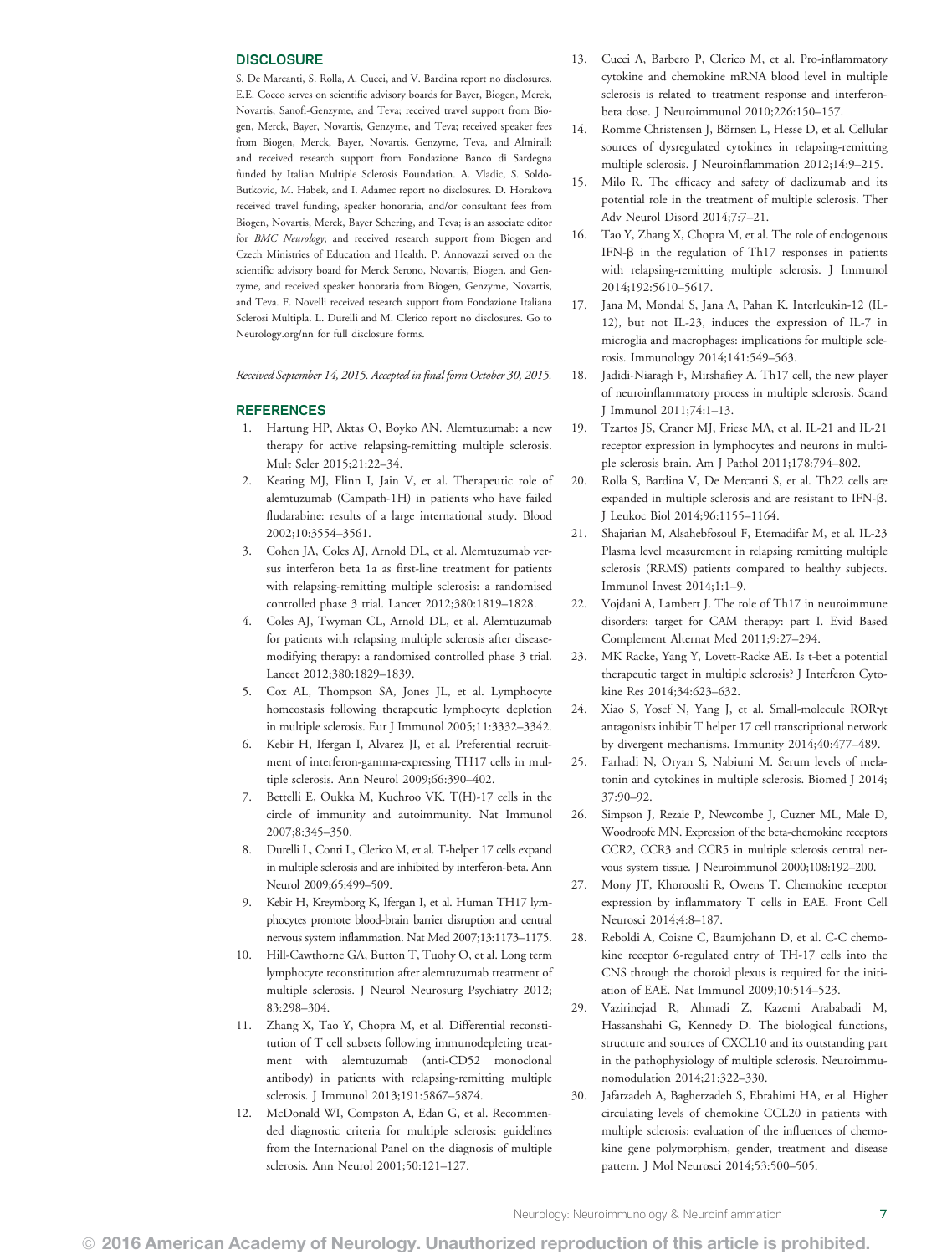## DISCLOSURE

S. De Marcanti, S. Rolla, A. Cucci, and V. Bardina report no disclosures. E.E. Cocco serves on scientific advisory boards for Bayer, Biogen, Merck, Novartis, Sanofi-Genzyme, and Teva; received travel support from Biogen, Merck, Bayer, Novartis, Genzyme, and Teva; received speaker fees from Biogen, Merck, Bayer, Novartis, Genzyme, Teva, and Almirall; and received research support from Fondazione Banco di Sardegna funded by Italian Multiple Sclerosis Foundation. A. Vladic, S. Soldo-Butkovic, M. Habek, and I. Adamec report no disclosures. D. Horakova received travel funding, speaker honoraria, and/or consultant fees from Biogen, Novartis, Merck, Bayer Schering, and Teva; is an associate editor for *BMC Neurology*; and received research support from Biogen and Czech Ministries of Education and Health. P. Annovazzi served on the scientific advisory board for Merck Serono, Novartis, Biogen, and Genzyme, and received speaker honoraria from Biogen, Genzyme, Novartis, and Teva. F. Novelli received research support from Fondazione Italiana Sclerosi Multipla. L. Durelli and M. Clerico report no disclosures. Go to Neurology.org/nn for full disclosure forms.

*Received September 14, 2015. Accepted in final form October 30, 2015.*

## REFERENCES

1. Hartung HP, Aktas O, Boyko AN. Alemtuzumab: a new therapy for active relapsing-remitting multiple sclerosis. Mult Scler 2015;21:22–34.
2. Keating MJ, Flinn I, Jain V, et al. Therapeutic role of alemtuzumab (Campath-1H) in patients who have failed fludarabine: results of a large international study. Blood 2002;10:3554–3561.
3. Cohen JA, Coles AJ, Arnold DL, et al. Alemtuzumab versus interferon beta 1a as first-line treatment for patients with relapsing-remitting multiple sclerosis: a randomised controlled phase 3 trial. Lancet 2012;380:1819–1828.
4. Coles AJ, Twyman CL, Arnold DL, et al. Alemtuzumab for patients with relapsing multiple sclerosis after disease-modifying therapy: a randomised controlled phase 3 trial. Lancet 2012;380:1829–1839.
5. Cox AL, Thompson SA, Jones JL, et al. Lymphocyte homeostasis following therapeutic lymphocyte depletion in multiple sclerosis. Eur J Immunol 2005;11:3332–3342.
6. Kebir H, Ifergan I, Alvarez JI, et al. Preferential recruitment of interferon-gamma-expressing TH17 cells in multiple sclerosis. Ann Neurol 2009;66:390–402.
7. Bettelli E, Oukka M, Kuchroo VK. T(H)-17 cells in the circle of immunity and autoimmunity. Nat Immunol 2007;8:345–350.
8. Durelli L, Conti L, Clerico M, et al. T-helper 17 cells expand in multiple sclerosis and are inhibited by interferon-beta. Ann Neurol 2009;65:499–509.
9. Kebir H, Kreymborg K, Ifergan I, et al. Human TH17 lymphocytes promote blood-brain barrier disruption and central nervous system inflammation. Nat Med 2007;13:1173–1175.
10. Hill-Cawthorne GA, Button T, Tuohy O, et al. Long term lymphocyte reconstitution after alemtuzumab treatment of multiple sclerosis. J Neurol Neurosurg Psychiatry 2012;83:298–304.
11. Zhang X, Tao Y, Chopra M, et al. Differential reconstitution of T cell subsets following immunodepleting treatment with alemtuzumab (anti-CD52 monoclonal antibody) in patients with relapsing-remitting multiple sclerosis. J Immunol 2013;191:5867–5874.
12. McDonald WI, Compston A, Edan G, et al. Recommended diagnostic criteria for multiple sclerosis: guidelines from the International Panel on the diagnosis of multiple sclerosis. Ann Neurol 2001;50:121–127.
13. Cucci A, Barbero P, Clerico M, et al. Pro-inflammatory cytokine and chemokine mRNA blood level in multiple sclerosis is related to treatment response and interferon-beta dose. J Neuroimmunol 2010;226:150–157.
14. Romme Christensen J, Börnsen L, Hesse D, et al. Cellular sources of dysregulated cytokines in relapsing-remitting multiple sclerosis. J Neuroinflammation 2012;14:9–215.
15. Milo R. The efficacy and safety of daclizumab and its potential role in the treatment of multiple sclerosis. Ther Adv Neurol Disord 2014;7:7–21.
16. Tao Y, Zhang X, Chopra M, et al. The role of endogenous IFN-β in the regulation of Th17 responses in patients with relapsing-remitting multiple sclerosis. J Immunol 2014;192:5610–5617.
17. Jana M, Mondal S, Jana A, Pahan K. Interleukin-12 (IL-12), but not IL-23, induces the expression of IL-7 in microglia and macrophages: implications for multiple sclerosis. Immunology 2014;141:549–563.
18. Jadidi-Niaragh F, Mirshafiey A. Th17 cell, the new player of neuroinflammatory process in multiple sclerosis. Scand J Immunol 2011;74:1–13.
19. Tzartos JS, Craner MJ, Friese MA, et al. IL-21 and IL-21 receptor expression in lymphocytes and neurons in multiple sclerosis brain. Am J Pathol 2011;178:794–802.
20. Rolla S, Bardina V, De Mercanti S, et al. Th22 cells are expanded in multiple sclerosis and are resistant to IFN-β. J Leukoc Biol 2014;96:1155–1164.
21. Shajarian M, Alsahebfosoul F, Etemadifar M, et al. IL-23 Plasma level measurement in relapsing remitting multiple sclerosis (RRMS) patients compared to healthy subjects. Immunol Invest 2014;1:1–9.
22. Vojdani A, Lambert J. The role of Th17 in neuroimmune disorders: target for CAM therapy: part I. Evid Based Complement Alternat Med 2011;9:27–294.
23. MK Racke, Yang Y, Lovett-Racke AE. Is t-bet a potential therapeutic target in multiple sclerosis? J Interferon Cytokine Res 2014;34:623–632.
24. Xiao S, Yosef N, Yang J, et al. Small-molecule RORγt antagonists inhibit T helper 17 cell transcriptional network by divergent mechanisms. Immunity 2014;40:477–489.
25. Farhadi N, Oryan S, Nabiuni M. Serum levels of melatonin and cytokines in multiple sclerosis. Biomed J 2014;37:90–92.
26. Simpson J, Rezaie P, Newcombe J, Cuzner ML, Male D, Woodroofe MN. Expression of the beta-chemokine receptors CCR2, CCR3 and CCR5 in multiple sclerosis central nervous system tissue. J Neuroimmunol 2000;108:192–200.
27. Mony JT, Khorooshi R, Owens T. Chemokine receptor expression by inflammatory T cells in EAE. Front Cell Neurosci 2014;4:8–187.
28. Reboldi A, Coisne C, Baumjohann D, et al. C-C chemokine receptor 6-regulated entry of TH-17 cells into the CNS through the choroid plexus is required for the initiation of EAE. Nat Immunol 2009;10:514–523.
29. Vazirinejad R, Ahmadi Z, Kazemi Arababadi M, Hassanshahi G, Kennedy D. The biological functions, structure and sources of CXCL10 and its outstanding part in the pathophysiology of multiple sclerosis. Neuroimmunomodulation 2014;21:322–330.
30. Jafarzadeh A, Bagherzadeh S, Ebrahimi HA, et al. Higher circulating levels of chemokine CCL20 in patients with multiple sclerosis: evaluation of the influences of chemokine gene polymorphism, gender, treatment and disease pattern. J Mol Neurosci 2014;53:500–505.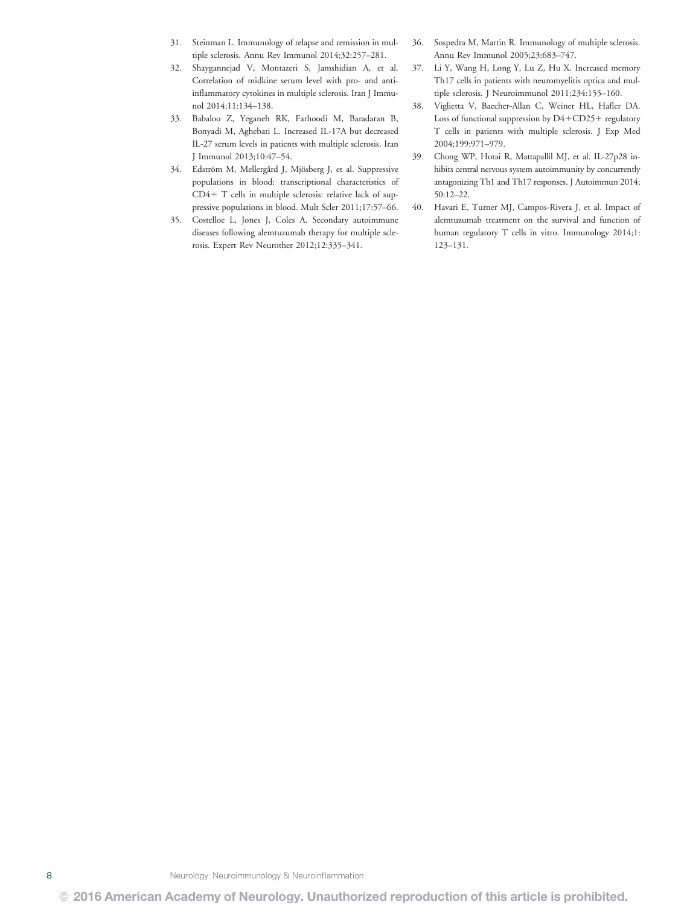31. Steinman L. Immunology of relapse and remission in multiple sclerosis. Annu Rev Immunol 2014;32:257–281.
32. Shaygannejad V, Montazeri S, Jamshidian A, et al. Correlation of midkine serum level with pro- and anti-inflammatory cytokines in multiple sclerosis. Iran J Immunol 2014;11:134–138.
33. Babaloo Z, Yeganeh RK, Farhoodi M, Baradaran B, Bonyadi M, Aghebati L. Increased IL-17A but decreased IL-27 serum levels in patients with multiple sclerosis. Iran J Immunol 2013;10:47–54.
34. Edström M, Mellergård J, Mjösberg J, et al. Suppressive populations in blood: transcriptional characteristics of CD4+ T cells in multiple sclerosis: relative lack of suppressive populations in blood. Mult Scler 2011;17:57–66.
35. Costelloe L, Jones J, Coles A. Secondary autoimmune diseases following alemtuzumab therapy for multiple sclerosis. Expert Rev Neurother 2012;12:335–341.
36. Sospedra M, Martin R. Immunology of multiple sclerosis. Annu Rev Immunol 2005;23:683–747.
37. Li Y, Wang H, Long Y, Lu Z, Hu X. Increased memory Th17 cells in patients with neuromyelitis optica and multiple sclerosis. J Neuroimmunol 2011;234:155–160.
38. Viglietta V, Baecher-Allan C, Weiner HL, Hafler DA. Loss of functional suppression by D4+CD25+ regulatory T cells in patients with multiple sclerosis. J Exp Med 2004;199:971–979.
39. Chong WP, Horai R, Mattapallil MJ, et al. IL-27p28 inhibits central nervous system autoimmunity by concurrently antagonizing Th1 and Th17 responses. J Autoimmun 2014;50:12–22.
40. Havari E, Turner MJ, Campos-Rivera J, et al. Impact of alemtuzumab treatment on the survival and function of human regulatory T cells in vitro. Immunology 2014;1:123–131.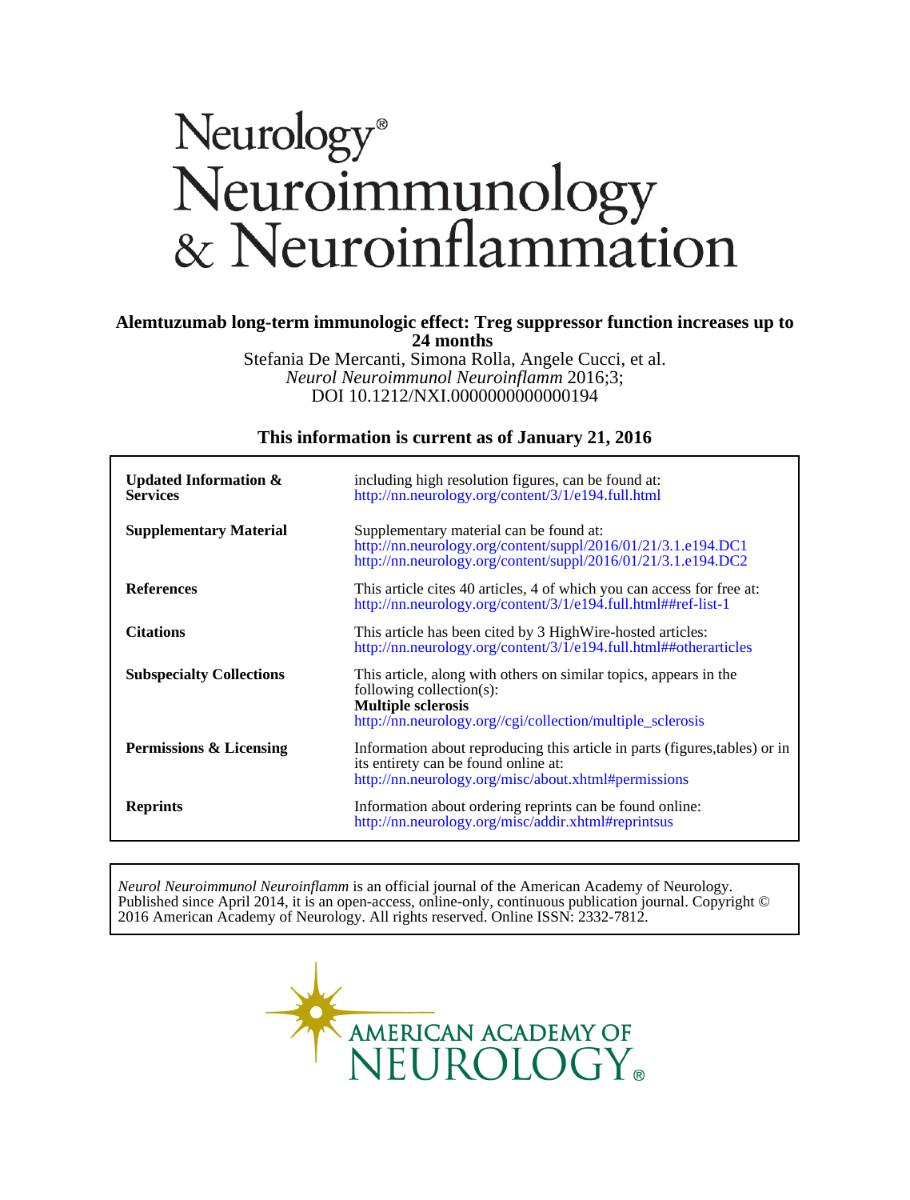# Neurology® Neuroimmunology & Neuroinflammation

**Alemtuzumab long-term immunologic effect: Treg suppressor function increases up to 24 months**

Stefania De Mercanti, Simona Rolla, Angele Cucci, et al.
*Neurol Neuroimmunol Neuroinflamm* 2016;3;
DOI 10.1212/NXI.0000000000000194

**This information is current as of January 21, 2016**

| | |
|---|---|
| **Updated Information & Services** | including high resolution figures, can be found at: http://nn.neurology.org/content/3/1/e194.full.html |
| **Supplementary Material** | Supplementary material can be found at: http://nn.neurology.org/content/suppl/2016/01/21/3.1.e194.DC1 http://nn.neurology.org/content/suppl/2016/01/21/3.1.e194.DC2 |
| **References** | This article cites 40 articles, 4 of which you can access for free at: http://nn.neurology.org/content/3/1/e194.full.html##ref-list-1 |
| **Citations** | This article has been cited by 3 HighWire-hosted articles: http://nn.neurology.org/content/3/1/e194.full.html##otherarticles |
| **Subspecialty Collections** | This article, along with others on similar topics, appears in the following collection(s): **Multiple sclerosis** http://nn.neurology.org//cgi/collection/multiple_sclerosis |
| **Permissions & Licensing** | Information about reproducing this article in parts (figures,tables) or in its entirety can be found online at: http://nn.neurology.org/misc/about.xhtml#permissions |
| **Reprints** | Information about ordering reprints can be found online: http://nn.neurology.org/misc/addir.xhtml#reprintsus |

*Neurol Neuroimmunol Neuroinflamm* is an official journal of the American Academy of Neurology. Published since April 2014, it is an open-access, online-only, continuous publication journal. Copyright © 2016 American Academy of Neurology. All rights reserved. Online ISSN: 2332-7812.

AMERICAN ACADEMY OF NEUROLOGY®